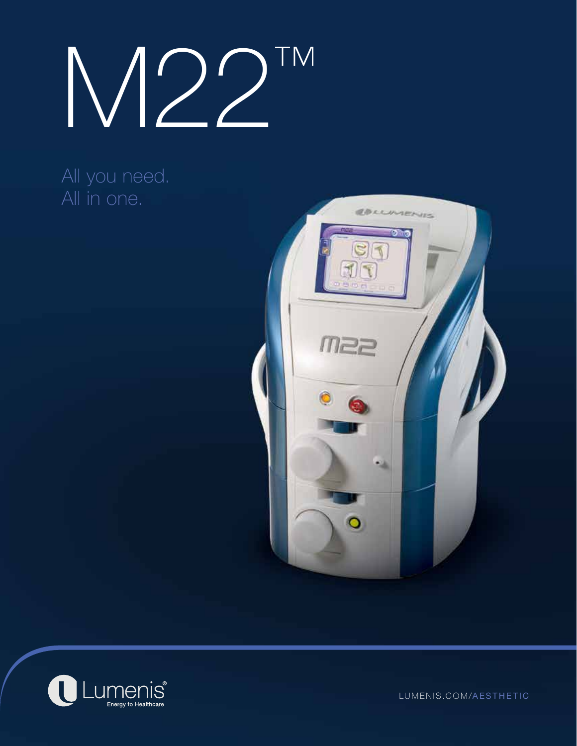# M22™

All you need.
All in one.

Lumenis®
Energy to Healthcare

LUMENIS.COM/AESTHETIC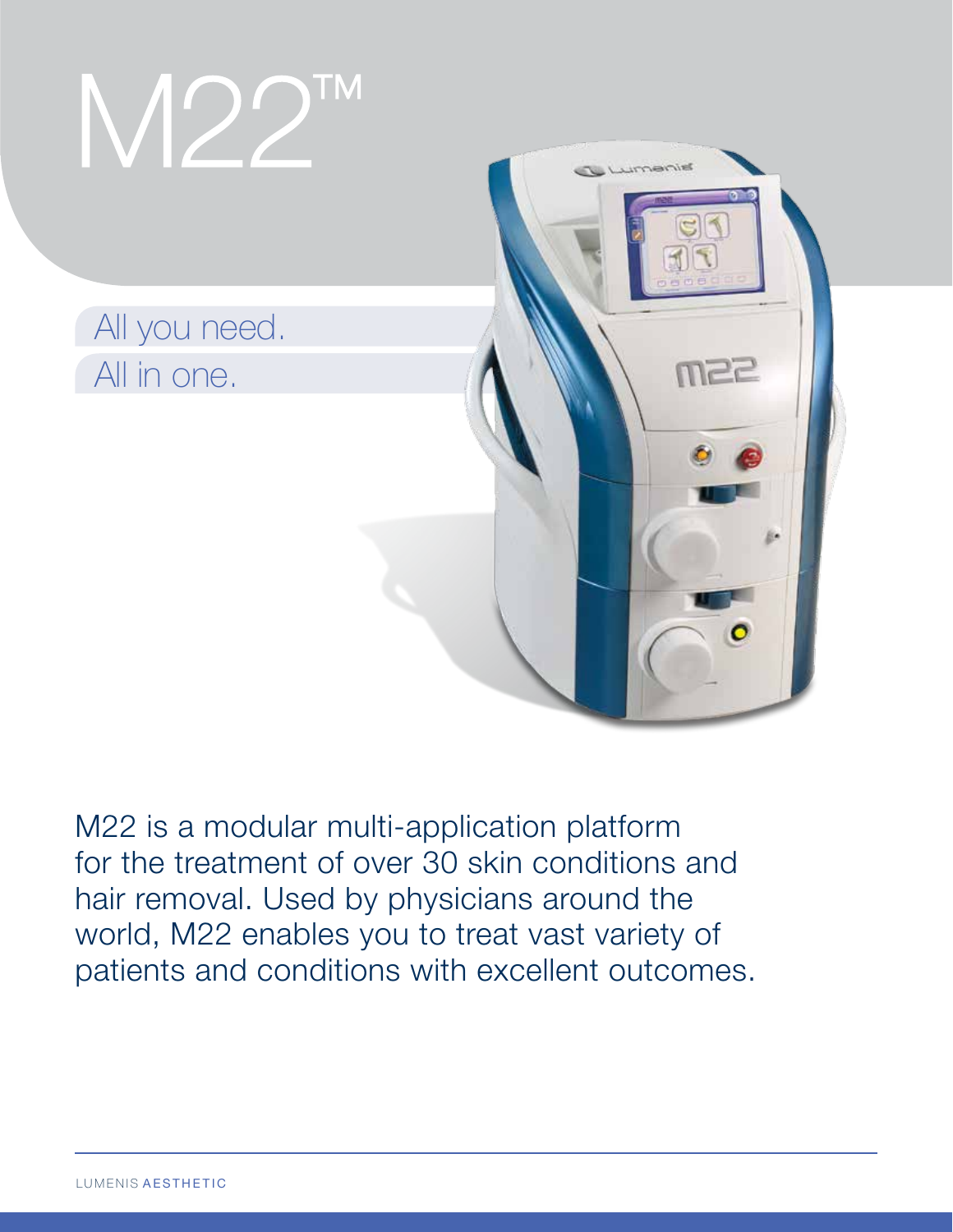# M22™

All you need.
All in one.

M22 is a modular multi-application platform for the treatment of over 30 skin conditions and hair removal. Used by physicians around the world, M22 enables you to treat vast variety of patients and conditions with excellent outcomes.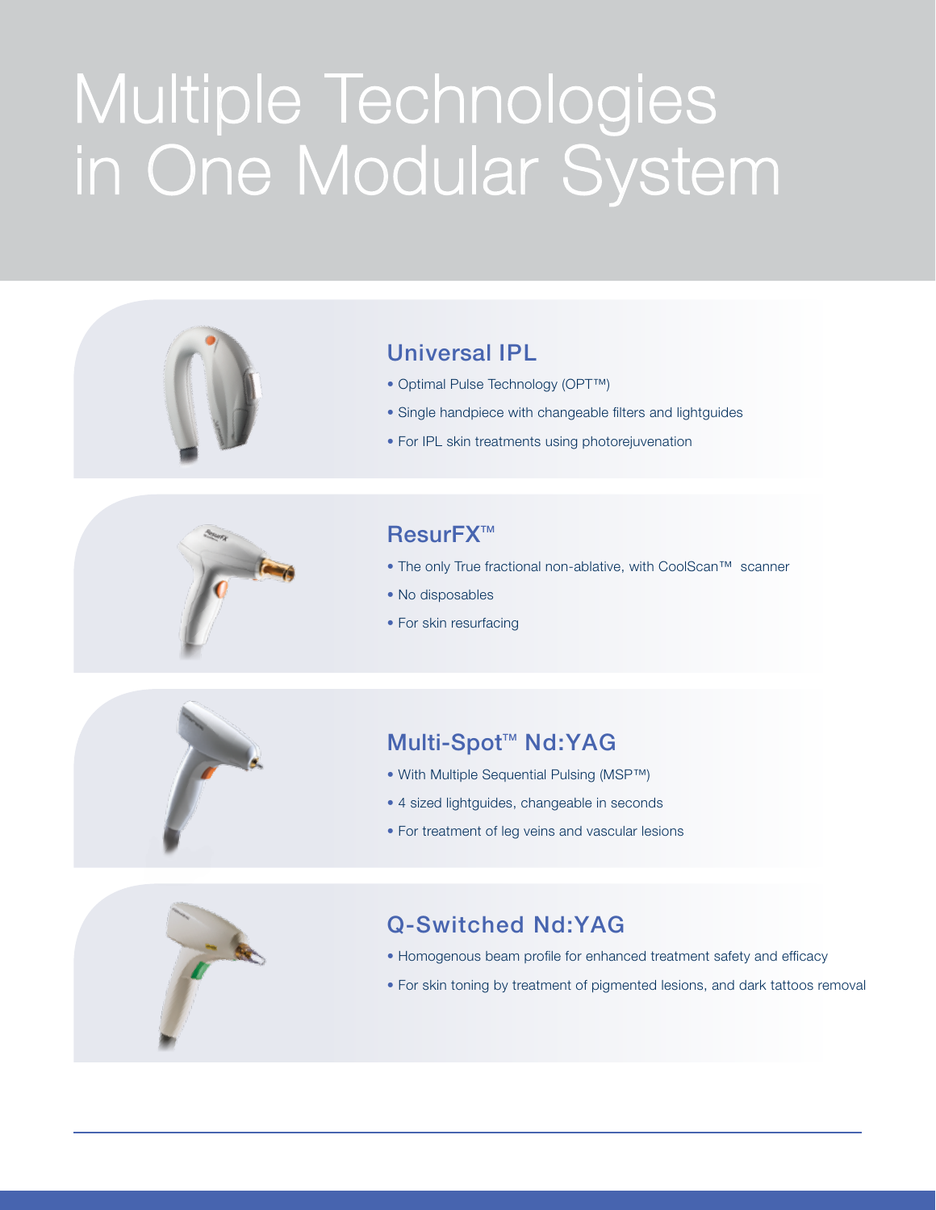# Multiple Technologies in One Modular System

## Universal IPL

- Optimal Pulse Technology (OPT™)
- Single handpiece with changeable filters and lightguides
- For IPL skin treatments using photorejuvenation

## ResurFX™

- The only True fractional non-ablative, with CoolScan™ scanner
- No disposables
- For skin resurfacing

## Multi-Spot™ Nd:YAG

- With Multiple Sequential Pulsing (MSP™)
- 4 sized lightguides, changeable in seconds
- For treatment of leg veins and vascular lesions

## Q-Switched Nd:YAG

- Homogenous beam profile for enhanced treatment safety and efficacy
- For skin toning by treatment of pigmented lesions, and dark tattoos removal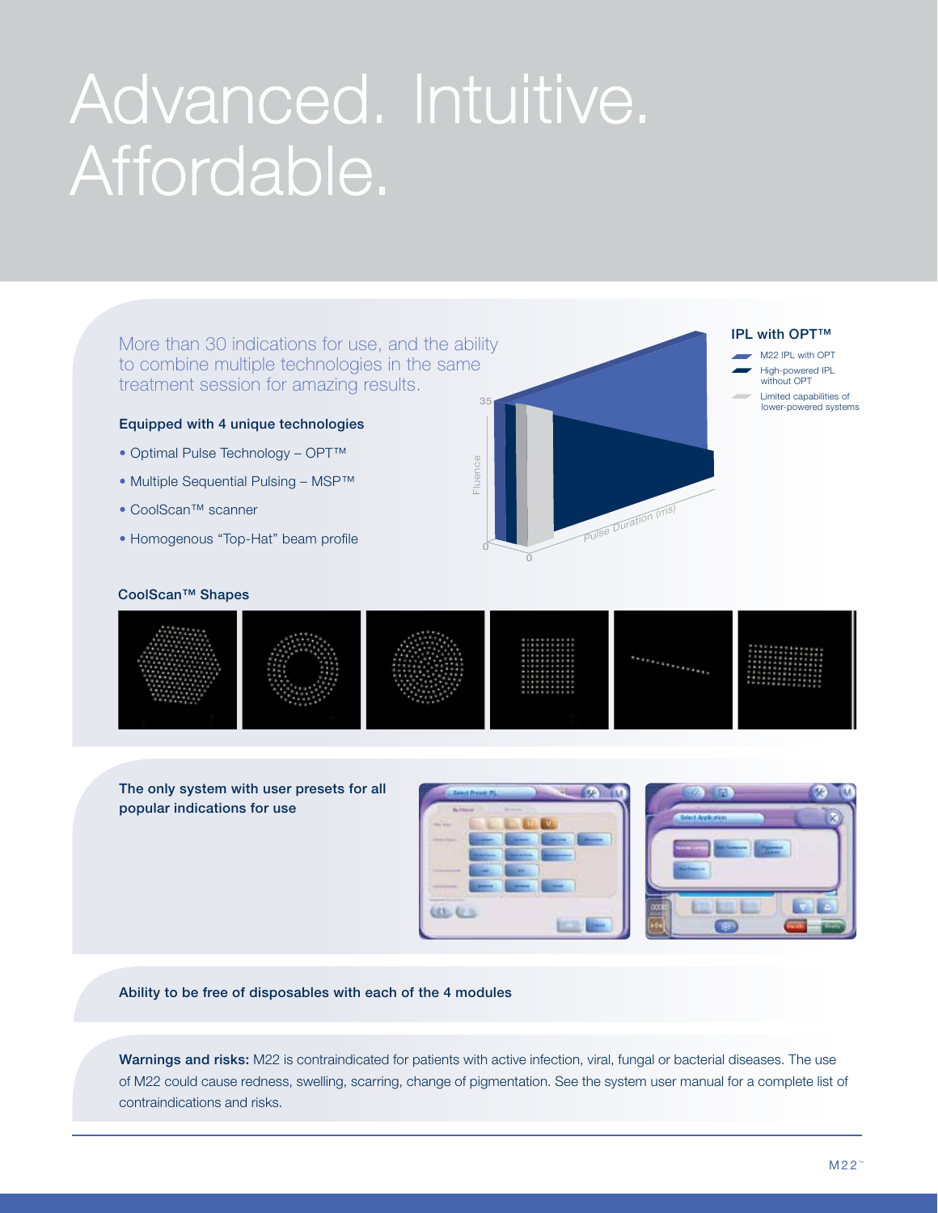# Advanced. Intuitive. Affordable.

More than 30 indications for use, and the ability to combine multiple technologies in the same treatment session for amazing results.

### Equipped with 4 unique technologies

- Optimal Pulse Technology – OPT™
- Multiple Sequential Pulsing – MSP™
- CoolScan™ scanner
- Homogenous "Top-Hat" beam profile

**IPL with OPT™**

- M22 IPL with OPT
- High-powered IPL without OPT
- Limited capabilities of lower-powered systems

### CoolScan™ Shapes

**The only system with user presets for all popular indications for use**

**Ability to be free of disposables with each of the 4 modules**

**Warnings and risks:** M22 is contraindicated for patients with active infection, viral, fungal or bacterial diseases. The use of M22 could cause redness, swelling, scarring, change of pigmentation. See the system user manual for a complete list of contraindications and risks.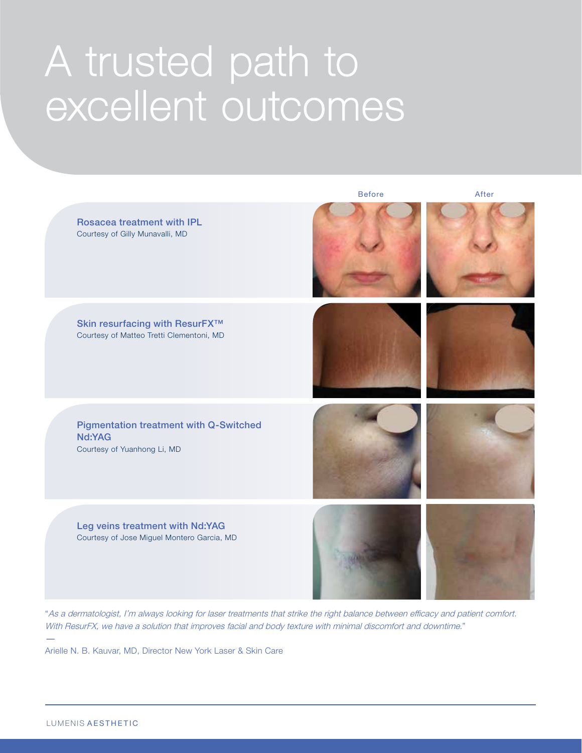# A trusted path to excellent outcomes

Before | After

**Rosacea treatment with IPL**
Courtesy of Gilly Munavalli, MD

**Skin resurfacing with ResurFX™**
Courtesy of Matteo Tretti Clementoni, MD

**Pigmentation treatment with Q-Switched Nd:YAG**
Courtesy of Yuanhong Li, MD

**Leg veins treatment with Nd:YAG**
Courtesy of Jose Miguel Montero Garcia, MD

"*As a dermatologist, I'm always looking for laser treatments that strike the right balance between efficacy and patient comfort. With ResurFX, we have a solution that improves facial and body texture with minimal discomfort and downtime.*"

—

Arielle N. B. Kauvar, MD, Director New York Laser & Skin Care

LUMENIS AESTHETIC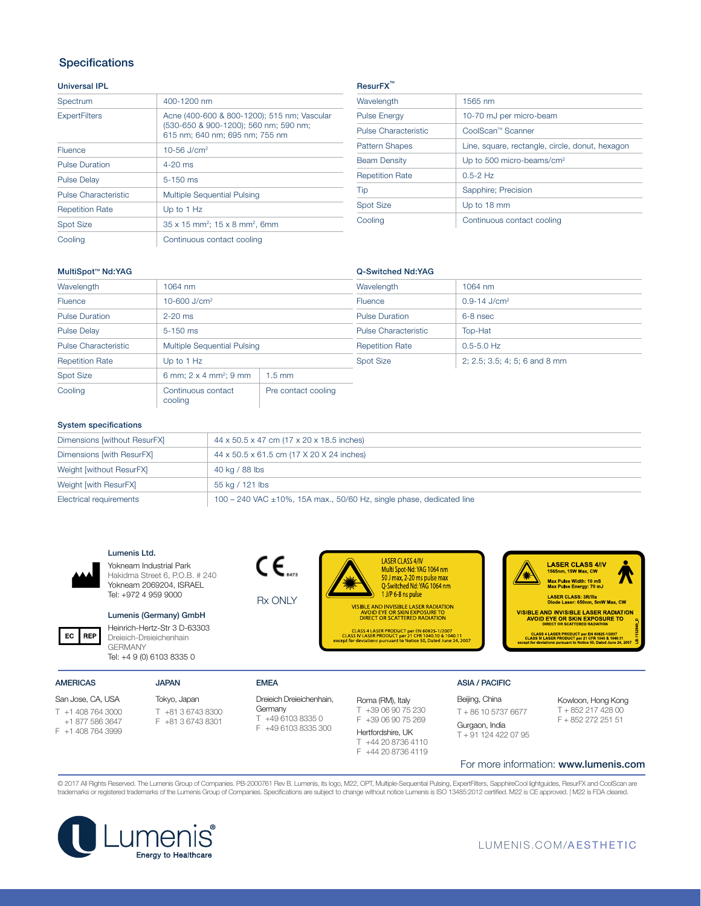## Specifications

### Universal IPL

| | |
|---|---|
| Spectrum | 400-1200 nm |
| ExpertFilters | Acne (400-600 & 800-1200); 515 nm; Vascular (530-650 & 900-1200); 560 nm; 590 nm; 615 nm; 640 nm; 695 nm; 755 nm |
| Fluence | 10-56 J/cm² |
| Pulse Duration | 4-20 ms |
| Pulse Delay | 5-150 ms |
| Pulse Characteristic | Multiple Sequential Pulsing |
| Repetition Rate | Up to 1 Hz |
| Spot Size | 35 x 15 mm²; 15 x 8 mm², 6mm |
| Cooling | Continuous contact cooling |

### ResurFX™

| | |
|---|---|
| Wavelength | 1565 nm |
| Pulse Energy | 10-70 mJ per micro-beam |
| Pulse Characteristic | CoolScan™ Scanner |
| Pattern Shapes | Line, square, rectangle, circle, donut, hexagon |
| Beam Density | Up to 500 micro-beams/cm² |
| Repetition Rate | 0.5-2 Hz |
| Tip | Sapphire; Precision |
| Spot Size | Up to 18 mm |
| Cooling | Continuous contact cooling |

### MultiSpot™ Nd:YAG

| | | |
|---|---|---|
| Wavelength | 1064 nm | |
| Fluence | 10-600 J/cm² | |
| Pulse Duration | 2-20 ms | |
| Pulse Delay | 5-150 ms | |
| Pulse Characteristic | Multiple Sequential Pulsing | |
| Repetition Rate | Up to 1 Hz | |
| Spot Size | 6 mm; 2 x 4 mm²; 9 mm | 1.5 mm |
| Cooling | Continuous contact cooling | Pre contact cooling |

### Q-Switched Nd:YAG

| | |
|---|---|
| Wavelength | 1064 nm |
| Fluence | 0.9-14 J/cm² |
| Pulse Duration | 6-8 nsec |
| Pulse Characteristic | Top-Hat |
| Repetition Rate | 0.5-5.0 Hz |
| Spot Size | 2; 2.5; 3.5; 4; 5; 6 and 8 mm |

### System specifications

| | |
|---|---|
| Dimensions [without ResurFX] | 44 x 50.5 x 47 cm (17 x 20 x 18.5 inches) |
| Dimensions [with ResurFX] | 44 x 50.5 x 61.5 cm (17 X 20 X 24 inches) |
| Weight [without ResurFX] | 40 kg / 88 lbs |
| Weight [with ResurFX] | 55 kg / 121 lbs |
| Electrical requirements | 100 – 240 VAC ±10%, 15A max., 50/60 Hz, single phase, dedicated line |

**Lumenis Ltd.**
Yokneam Industrial Park
Hakidma Street 6, P.O.B. # 240
Yokneam 2069204, ISRAEL
Tel: +972 4 959 9000

EC REP

**Lumenis (Germany) GmbH**
Heinrich-Hertz-Str 3 D-63303
Dreieich-Dreieichenhain
GERMANY
Tel: +4 9 (0) 6103 8335 0

CE 0473

Rx ONLY

LASER CLASS 4/IV
Multi Spot-Nd: YAG 1064 nm
50 J max, 2-20 ms pulse max
Q-Switched Nd: YAG 1064 nm
1 J/P 6-8 ns pulse
VISIBLE AND INVISIBLE LASER RADIATION
AVOID EYE OR SKIN EXPOSURE TO
DIRECT OR SCATTERED RADIATION
CLASS 4 LASER PRODUCT per EN 60825-1/2007
CLASS IV LASER PRODUCT per 21 CFR 1040.10 & 1040.11
except for deviations pursuant to Notice 50, Dated June 24, 2007

LASER CLASS 4/IV
1565nm, 15W Max, CW
Max Pulse Width: 10 mS
Max Pulse Energy: 70 mJ
LASER CLASS: 3R/IIIa
Diode Laser: 650nm, 5mW Max, CW
VISIBLE AND INVISIBLE LASER RADIATION
AVOID EYE OR SKIN EXPOSURE TO
DIRECT OR SCATTERED RADIATION
CLASS 4 LASER PRODUCT per EN 60825-1/2007
CLASS IV LASER PRODUCT per 21 CFR 1040 & 1040.11
except for deviations pursuant to Notice 50, Dated June 24, 2007

**AMERICAS**
San Jose, CA, USA
T +1 408 764 3000
+1 877 586 3647
F +1 408 764 3999

**JAPAN**
Tokyo, Japan
T +81 3 6743 8300
F +81 3 6743 8301

**EMEA**
Dreieich Dreieichenhain, Germany
T +49 6103 8335 0
F +49 6103 8335 300

Roma (RM), Italy
T +39 06 90 75 230
F +39 06 90 75 269

Hertfordshire, UK
T +44 20 8736 4110
F +44 20 8736 4119

**ASIA / PACIFIC**
Beijing, China
T + 86 10 5737 6677

Gurgaon, India
T + 91 124 422 07 95

Kowloon, Hong Kong
T + 852 217 428 00
F + 852 272 251 51

For more information: **www.lumenis.com**

© 2017 All Rights Reserved. The Lumenis Group of Companies. PB-2000761 Rev B. Lumenis, its logo, M22, OPT, Multiple-Sequential Pulsing, ExpertFilters, SapphireCool lightguides, ResurFX and CoolScan are trademarks or registered trademarks of the Lumenis Group of Companies. Specifications are subject to change without notice Lumenis is ISO 13485:2012 certified. M22 is CE approved. | M22 is FDA cleared.

Lumenis® Energy to Healthcare

LUMENIS.COM/AESTHETIC